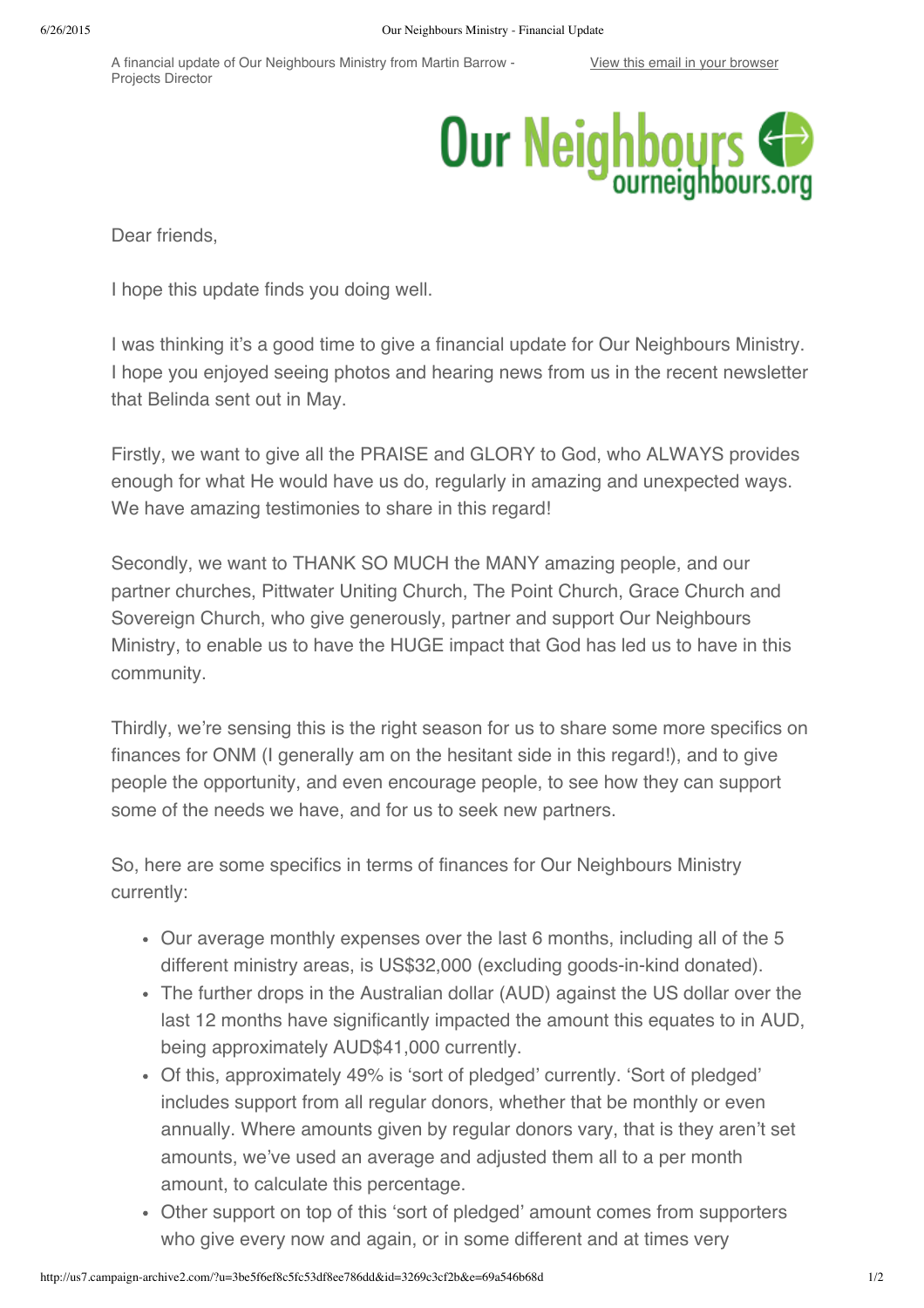A financial update of Our Neighbours Ministry from Martin Barrow - Projects Director

View this email in your browser

Our Neighbours
ourneighbours.org

Dear friends,

I hope this update finds you doing well.

I was thinking it's a good time to give a financial update for Our Neighbours Ministry. I hope you enjoyed seeing photos and hearing news from us in the recent newsletter that Belinda sent out in May.

Firstly, we want to give all the PRAISE and GLORY to God, who ALWAYS provides enough for what He would have us do, regularly in amazing and unexpected ways. We have amazing testimonies to share in this regard!

Secondly, we want to THANK SO MUCH the MANY amazing people, and our partner churches, Pittwater Uniting Church, The Point Church, Grace Church and Sovereign Church, who give generously, partner and support Our Neighbours Ministry, to enable us to have the HUGE impact that God has led us to have in this community.

Thirdly, we're sensing this is the right season for us to share some more specifics on finances for ONM (I generally am on the hesitant side in this regard!), and to give people the opportunity, and even encourage people, to see how they can support some of the needs we have, and for us to seek new partners.

So, here are some specifics in terms of finances for Our Neighbours Ministry currently:

- Our average monthly expenses over the last 6 months, including all of the 5 different ministry areas, is US$32,000 (excluding goods-in-kind donated).
- The further drops in the Australian dollar (AUD) against the US dollar over the last 12 months have significantly impacted the amount this equates to in AUD, being approximately AUD$41,000 currently.
- Of this, approximately 49% is 'sort of pledged' currently. 'Sort of pledged' includes support from all regular donors, whether that be monthly or even annually. Where amounts given by regular donors vary, that is they aren't set amounts, we've used an average and adjusted them all to a per month amount, to calculate this percentage.
- Other support on top of this 'sort of pledged' amount comes from supporters who give every now and again, or in some different and at times very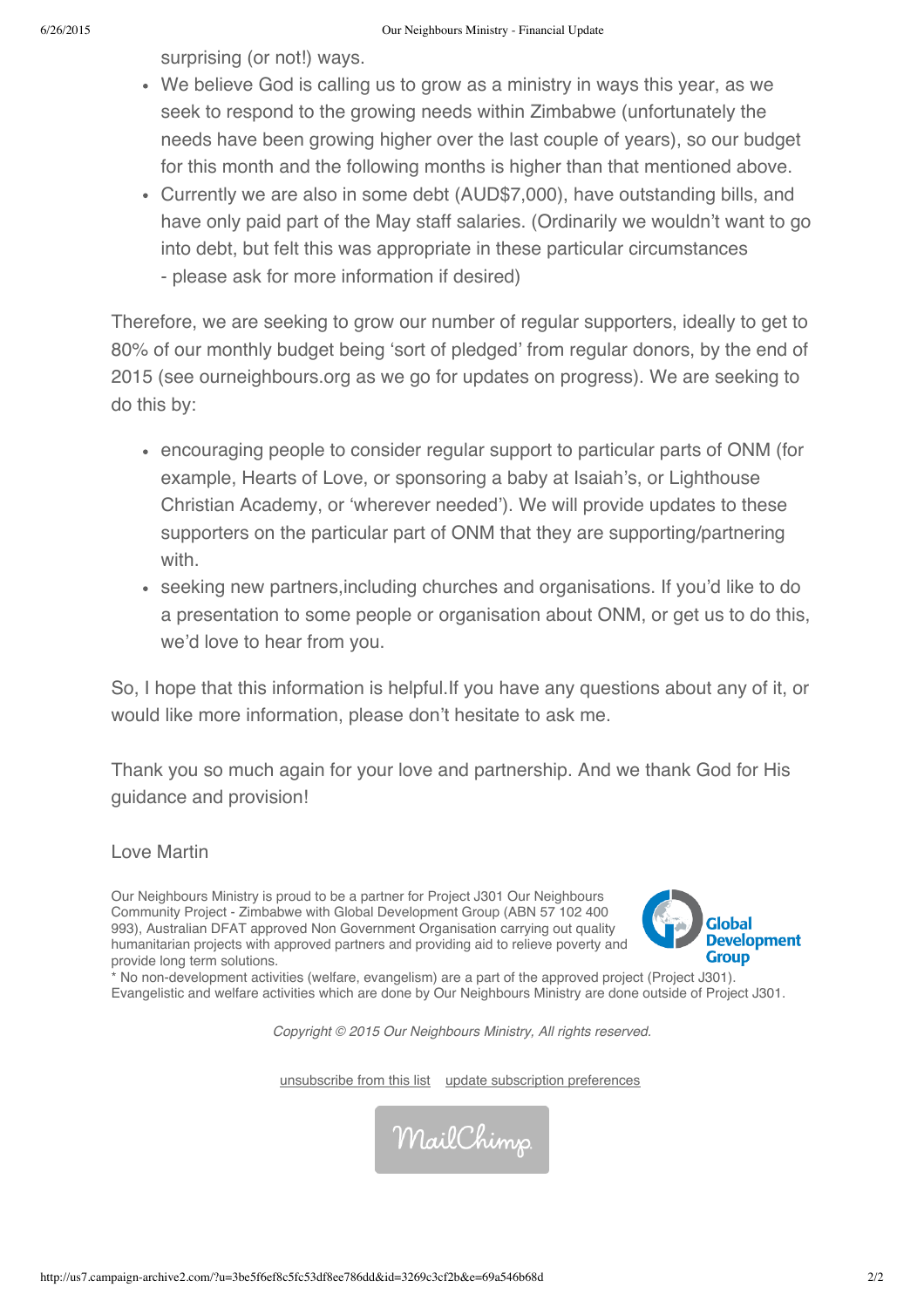surprising (or not!) ways.

- We believe God is calling us to grow as a ministry in ways this year, as we seek to respond to the growing needs within Zimbabwe (unfortunately the needs have been growing higher over the last couple of years), so our budget for this month and the following months is higher than that mentioned above.
- Currently we are also in some debt (AUD$7,000), have outstanding bills, and have only paid part of the May staff salaries. (Ordinarily we wouldn't want to go into debt, but felt this was appropriate in these particular circumstances - please ask for more information if desired)

Therefore, we are seeking to grow our number of regular supporters, ideally to get to 80% of our monthly budget being 'sort of pledged' from regular donors, by the end of 2015 (see ourneighbours.org as we go for updates on progress). We are seeking to do this by:

- encouraging people to consider regular support to particular parts of ONM (for example, Hearts of Love, or sponsoring a baby at Isaiah's, or Lighthouse Christian Academy, or 'wherever needed'). We will provide updates to these supporters on the particular part of ONM that they are supporting/partnering with.
- seeking new partners,including churches and organisations. If you'd like to do a presentation to some people or organisation about ONM, or get us to do this, we'd love to hear from you.

So, I hope that this information is helpful.If you have any questions about any of it, or would like more information, please don't hesitate to ask me.

Thank you so much again for your love and partnership. And we thank God for His guidance and provision!

Love Martin

Our Neighbours Ministry is proud to be a partner for Project J301 Our Neighbours Community Project - Zimbabwe with Global Development Group (ABN 57 102 400 993), Australian DFAT approved Non Government Organisation carrying out quality humanitarian projects with approved partners and providing aid to relieve poverty and provide long term solutions.

Global Development Group

* No non-development activities (welfare, evangelism) are a part of the approved project (Project J301). Evangelistic and welfare activities which are done by Our Neighbours Ministry are done outside of Project J301.

*Copyright © 2015 Our Neighbours Ministry, All rights reserved.*

unsubscribe from this list    update subscription preferences

MailChimp